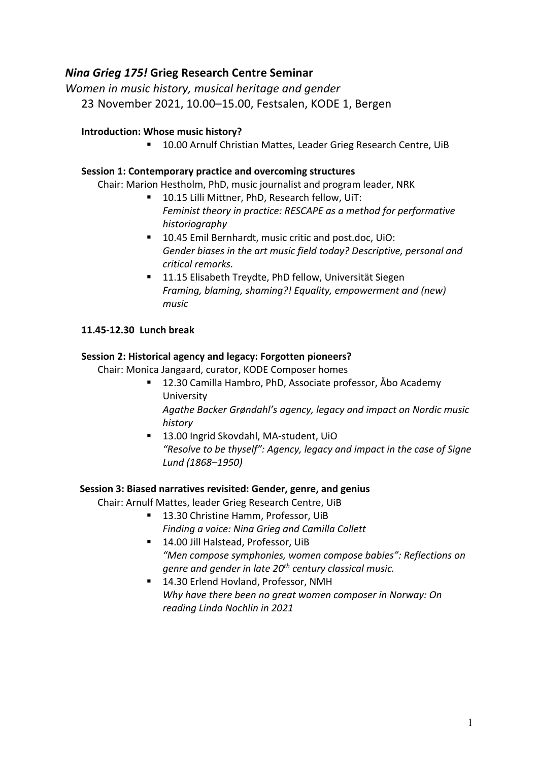# *Nina Grieg 175!* Grieg Research Centre Seminar

*Women in music history, musical heritage and gender*

23 November 2021, 10.00–15.00, Festsalen, KODE 1, Bergen

**Introduction: Whose music history?**

- 10.00 Arnulf Christian Mattes, Leader Grieg Research Centre, UiB

**Session 1: Contemporary practice and overcoming structures**

Chair: Marion Hestholm, PhD, music journalist and program leader, NRK

- 10.15 Lilli Mittner, PhD, Research fellow, UiT:
  *Feminist theory in practice: RESCAPE as a method for performative historiography*
- 10.45 Emil Bernhardt, music critic and post.doc, UiO:
  *Gender biases in the art music field today? Descriptive, personal and critical remarks.*
- 11.15 Elisabeth Treydte, PhD fellow, Universität Siegen
  *Framing, blaming, shaming?! Equality, empowerment and (new) music*

**11.45-12.30 Lunch break**

**Session 2: Historical agency and legacy: Forgotten pioneers?**

Chair: Monica Jangaard, curator, KODE Composer homes

- 12.30 Camilla Hambro, PhD, Associate professor, Åbo Academy University
  *Agathe Backer Grøndahl's agency, legacy and impact on Nordic music history*
- 13.00 Ingrid Skovdahl, MA-student, UiO
  *"Resolve to be thyself": Agency, legacy and impact in the case of Signe Lund (1868–1950)*

**Session 3: Biased narratives revisited: Gender, genre, and genius**

Chair: Arnulf Mattes, leader Grieg Research Centre, UiB

- 13.30 Christine Hamm, Professor, UiB
  *Finding a voice: Nina Grieg and Camilla Collett*
- 14.00 Jill Halstead, Professor, UiB
  *"Men compose symphonies, women compose babies": Reflections on genre and gender in late 20th century classical music.*
- 14.30 Erlend Hovland, Professor, NMH
  *Why have there been no great women composer in Norway: On reading Linda Nochlin in 2021*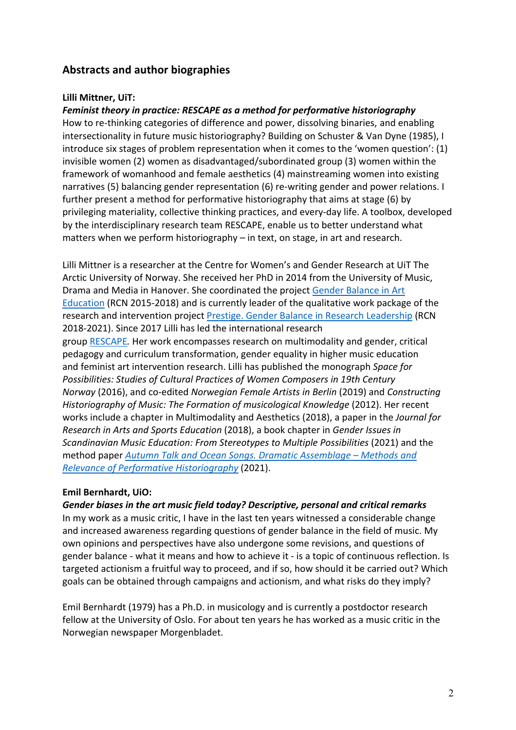## Abstracts and author biographies

**Lilli Mittner, UiT:**

***Feminist theory in practice: RESCAPE as a method for performative historiography***

How to re-thinking categories of difference and power, dissolving binaries, and enabling intersectionality in future music historiography? Building on Schuster & Van Dyne (1985), I introduce six stages of problem representation when it comes to the 'women question': (1) invisible women (2) women as disadvantaged/subordinated group (3) women within the framework of womanhood and female aesthetics (4) mainstreaming women into existing narratives (5) balancing gender representation (6) re-writing gender and power relations. I further present a method for performative historiography that aims at stage (6) by privileging materiality, collective thinking practices, and every-day life. A toolbox, developed by the interdisciplinary research team RESCAPE, enable us to better understand what matters when we perform historiography – in text, on stage, in art and research.

Lilli Mittner is a researcher at the Centre for Women's and Gender Research at UiT The Arctic University of Norway. She received her PhD in 2014 from the University of Music, Drama and Media in Hanover. She coordinated the project Gender Balance in Art Education (RCN 2015-2018) and is currently leader of the qualitative work package of the research and intervention project Prestige. Gender Balance in Research Leadership (RCN 2018-2021). Since 2017 Lilli has led the international research group RESCAPE*.* Her work encompasses research on multimodality and gender, critical pedagogy and curriculum transformation, gender equality in higher music education and feminist art intervention research. Lilli has published the monograph *Space for Possibilities: Studies of Cultural Practices of Women Composers in 19th Century Norway* (2016), and co-edited *Norwegian Female Artists in Berlin* (2019) and *Constructing Historiography of Music: The Formation of musicological Knowledge* (2012). Her recent works include a chapter in Multimodality and Aesthetics (2018), a paper in the *Journal for Research in Arts and Sports Education* (2018), a book chapter in *Gender Issues in Scandinavian Music Education: From Stereotypes to Multiple Possibilities* (2021) and the method paper *Autumn Talk and Ocean Songs. Dramatic Assemblage – Methods and Relevance of Performative Historiography* (2021).

**Emil Bernhardt, UiO:**

***Gender biases in the art music field today? Descriptive, personal and critical remarks***

In my work as a music critic, I have in the last ten years witnessed a considerable change and increased awareness regarding questions of gender balance in the field of music. My own opinions and perspectives have also undergone some revisions, and questions of gender balance - what it means and how to achieve it - is a topic of continuous reflection. Is targeted actionism a fruitful way to proceed, and if so, how should it be carried out? Which goals can be obtained through campaigns and actionism, and what risks do they imply?

Emil Bernhardt (1979) has a Ph.D. in musicology and is currently a postdoctor research fellow at the University of Oslo. For about ten years he has worked as a music critic in the Norwegian newspaper Morgenbladet.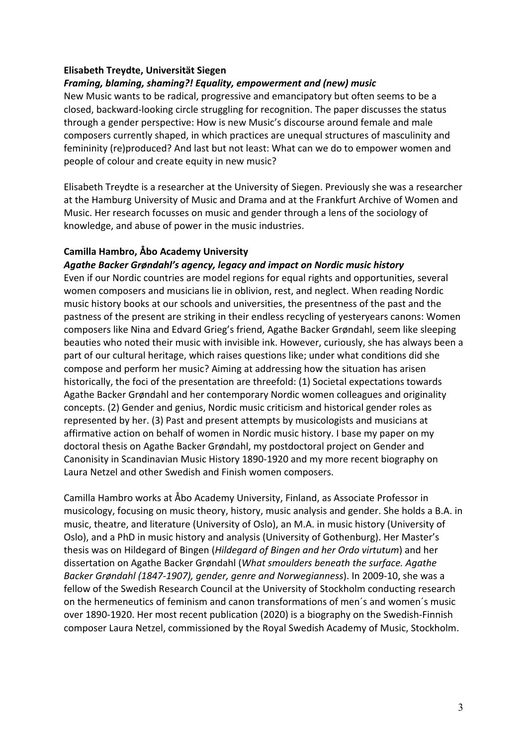**Elisabeth Treydte, Universität Siegen**

***Framing, blaming, shaming?! Equality, empowerment and (new) music***

New Music wants to be radical, progressive and emancipatory but often seems to be a closed, backward-looking circle struggling for recognition. The paper discusses the status through a gender perspective: How is new Music's discourse around female and male composers currently shaped, in which practices are unequal structures of masculinity and femininity (re)produced? And last but not least: What can we do to empower women and people of colour and create equity in new music?

Elisabeth Treydte is a researcher at the University of Siegen. Previously she was a researcher at the Hamburg University of Music and Drama and at the Frankfurt Archive of Women and Music. Her research focusses on music and gender through a lens of the sociology of knowledge, and abuse of power in the music industries.

**Camilla Hambro, Åbo Academy University**

***Agathe Backer Grøndahl's agency, legacy and impact on Nordic music history***

Even if our Nordic countries are model regions for equal rights and opportunities, several women composers and musicians lie in oblivion, rest, and neglect. When reading Nordic music history books at our schools and universities, the presentness of the past and the pastness of the present are striking in their endless recycling of yesteryears canons: Women composers like Nina and Edvard Grieg's friend, Agathe Backer Grøndahl, seem like sleeping beauties who noted their music with invisible ink. However, curiously, she has always been a part of our cultural heritage, which raises questions like; under what conditions did she compose and perform her music? Aiming at addressing how the situation has arisen historically, the foci of the presentation are threefold: (1) Societal expectations towards Agathe Backer Grøndahl and her contemporary Nordic women colleagues and originality concepts. (2) Gender and genius, Nordic music criticism and historical gender roles as represented by her. (3) Past and present attempts by musicologists and musicians at affirmative action on behalf of women in Nordic music history. I base my paper on my doctoral thesis on Agathe Backer Grøndahl, my postdoctoral project on Gender and Canonisity in Scandinavian Music History 1890-1920 and my more recent biography on Laura Netzel and other Swedish and Finish women composers.

Camilla Hambro works at Åbo Academy University, Finland, as Associate Professor in musicology, focusing on music theory, history, music analysis and gender. She holds a B.A. in music, theatre, and literature (University of Oslo), an M.A. in music history (University of Oslo), and a PhD in music history and analysis (University of Gothenburg). Her Master's thesis was on Hildegard of Bingen (*Hildegard of Bingen and her Ordo virtutum*) and her dissertation on Agathe Backer Grøndahl (*What smoulders beneath the surface. Agathe Backer Grøndahl (1847-1907), gender, genre and Norwegianness*). In 2009-10, she was a fellow of the Swedish Research Council at the University of Stockholm conducting research on the hermeneutics of feminism and canon transformations of men´s and women´s music over 1890-1920. Her most recent publication (2020) is a biography on the Swedish-Finnish composer Laura Netzel, commissioned by the Royal Swedish Academy of Music, Stockholm.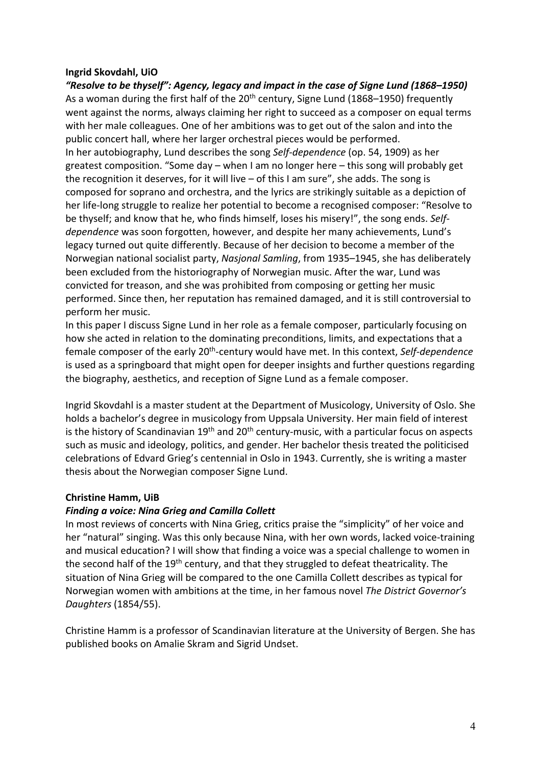**Ingrid Skovdahl, UiO**

***"Resolve to be thyself": Agency, legacy and impact in the case of Signe Lund (1868–1950)***

As a woman during the first half of the 20th century, Signe Lund (1868–1950) frequently went against the norms, always claiming her right to succeed as a composer on equal terms with her male colleagues. One of her ambitions was to get out of the salon and into the public concert hall, where her larger orchestral pieces would be performed.

In her autobiography, Lund describes the song *Self-dependence* (op. 54, 1909) as her greatest composition. "Some day – when I am no longer here – this song will probably get the recognition it deserves, for it will live – of this I am sure", she adds. The song is composed for soprano and orchestra, and the lyrics are strikingly suitable as a depiction of her life-long struggle to realize her potential to become a recognised composer: "Resolve to be thyself; and know that he, who finds himself, loses his misery!", the song ends. *Self-dependence* was soon forgotten, however, and despite her many achievements, Lund's legacy turned out quite differently. Because of her decision to become a member of the Norwegian national socialist party, *Nasjonal Samling*, from 1935–1945, she has deliberately been excluded from the historiography of Norwegian music. After the war, Lund was convicted for treason, and she was prohibited from composing or getting her music performed. Since then, her reputation has remained damaged, and it is still controversial to perform her music.

In this paper I discuss Signe Lund in her role as a female composer, particularly focusing on how she acted in relation to the dominating preconditions, limits, and expectations that a female composer of the early 20th-century would have met. In this context, *Self-dependence* is used as a springboard that might open for deeper insights and further questions regarding the biography, aesthetics, and reception of Signe Lund as a female composer.

Ingrid Skovdahl is a master student at the Department of Musicology, University of Oslo. She holds a bachelor's degree in musicology from Uppsala University. Her main field of interest is the history of Scandinavian 19th and 20th century-music, with a particular focus on aspects such as music and ideology, politics, and gender. Her bachelor thesis treated the politicised celebrations of Edvard Grieg's centennial in Oslo in 1943. Currently, she is writing a master thesis about the Norwegian composer Signe Lund.

**Christine Hamm, UiB**

***Finding a voice: Nina Grieg and Camilla Collett***

In most reviews of concerts with Nina Grieg, critics praise the "simplicity" of her voice and her "natural" singing. Was this only because Nina, with her own words, lacked voice-training and musical education? I will show that finding a voice was a special challenge to women in the second half of the 19th century, and that they struggled to defeat theatricality. The situation of Nina Grieg will be compared to the one Camilla Collett describes as typical for Norwegian women with ambitions at the time, in her famous novel *The District Governor's Daughters* (1854/55).

Christine Hamm is a professor of Scandinavian literature at the University of Bergen. She has published books on Amalie Skram and Sigrid Undset.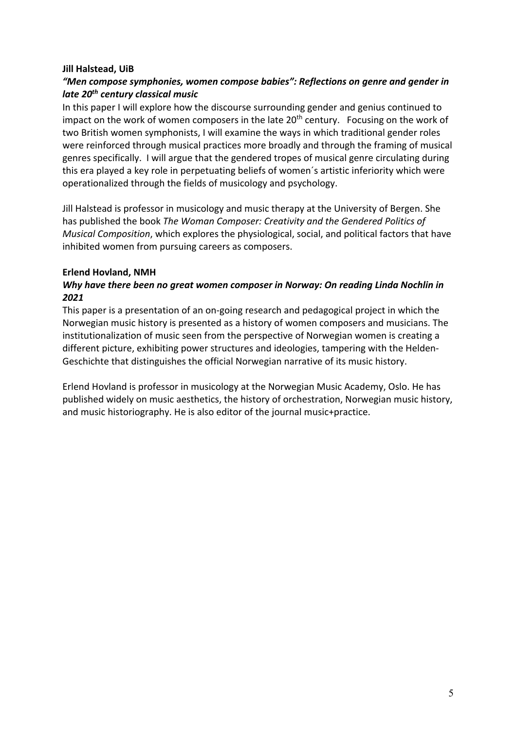**Jill Halstead, UiB**

***"Men compose symphonies, women compose babies": Reflections on genre and gender in late 20th century classical music***

In this paper I will explore how the discourse surrounding gender and genius continued to impact on the work of women composers in the late 20th century. Focusing on the work of two British women symphonists, I will examine the ways in which traditional gender roles were reinforced through musical practices more broadly and through the framing of musical genres specifically. I will argue that the gendered tropes of musical genre circulating during this era played a key role in perpetuating beliefs of women´s artistic inferiority which were operationalized through the fields of musicology and psychology.

Jill Halstead is professor in musicology and music therapy at the University of Bergen. She has published the book *The Woman Composer: Creativity and the Gendered Politics of Musical Composition*, which explores the physiological, social, and political factors that have inhibited women from pursuing careers as composers.

**Erlend Hovland, NMH**

***Why have there been no great women composer in Norway: On reading Linda Nochlin in 2021***

This paper is a presentation of an on-going research and pedagogical project in which the Norwegian music history is presented as a history of women composers and musicians. The institutionalization of music seen from the perspective of Norwegian women is creating a different picture, exhibiting power structures and ideologies, tampering with the Helden-Geschichte that distinguishes the official Norwegian narrative of its music history.

Erlend Hovland is professor in musicology at the Norwegian Music Academy, Oslo. He has published widely on music aesthetics, the history of orchestration, Norwegian music history, and music historiography. He is also editor of the journal music+practice.